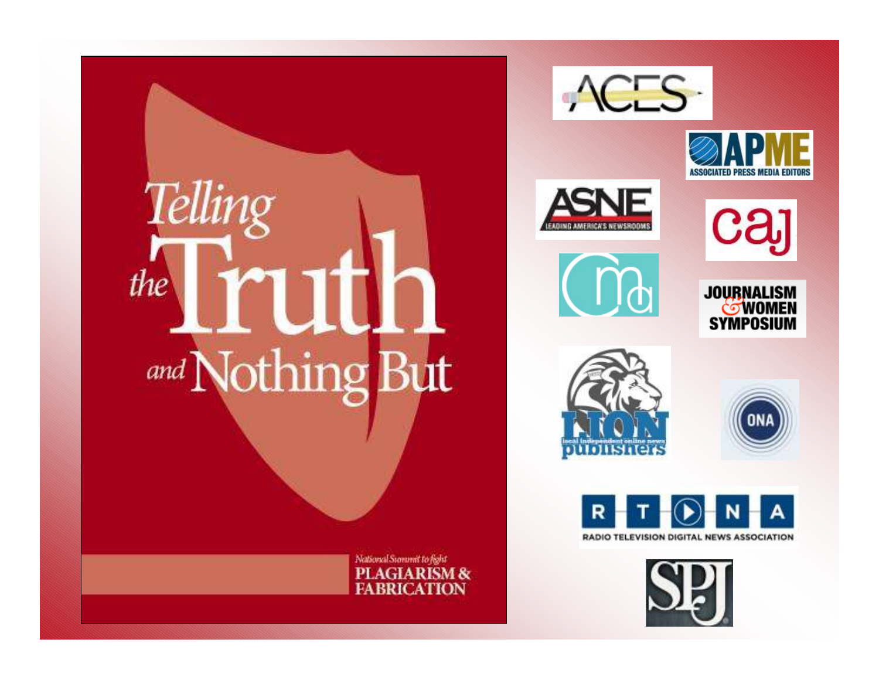# *Telling the* Truth *and* Nothing But

*National Summit to fight*

**PLAGIARISM & FABRICATION**

ACES

APME ASSOCIATED PRESS MEDIA EDITORS

ASNE LEADING AMERICA'S NEWSROOMS

caj

cma

JOURNALISM & WOMEN SYMPOSIUM

LION local independent online news publishers

ONA

RTDNA RADIO TELEVISION DIGITAL NEWS ASSOCIATION

SPJ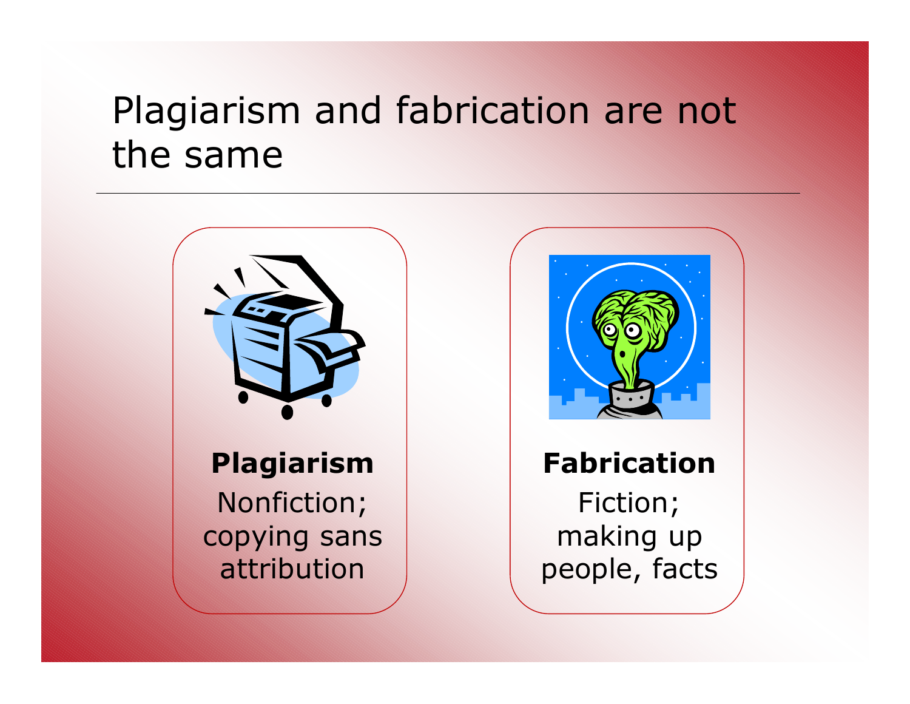# Plagiarism and fabrication are not the same

**Plagiarism**
Nonfiction; copying sans attribution

**Fabrication**
Fiction; making up people, facts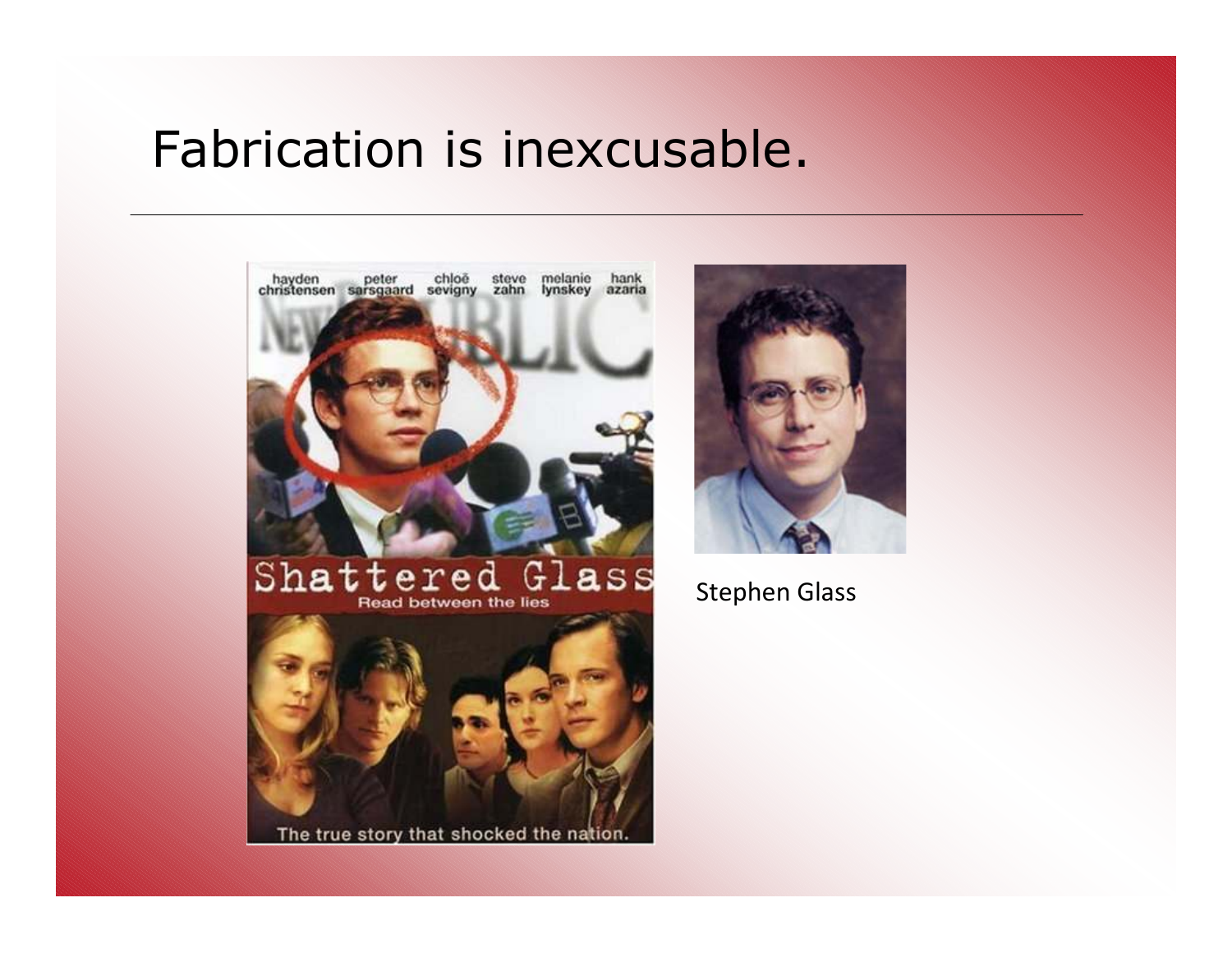# Fabrication is inexcusable.

Stephen Glass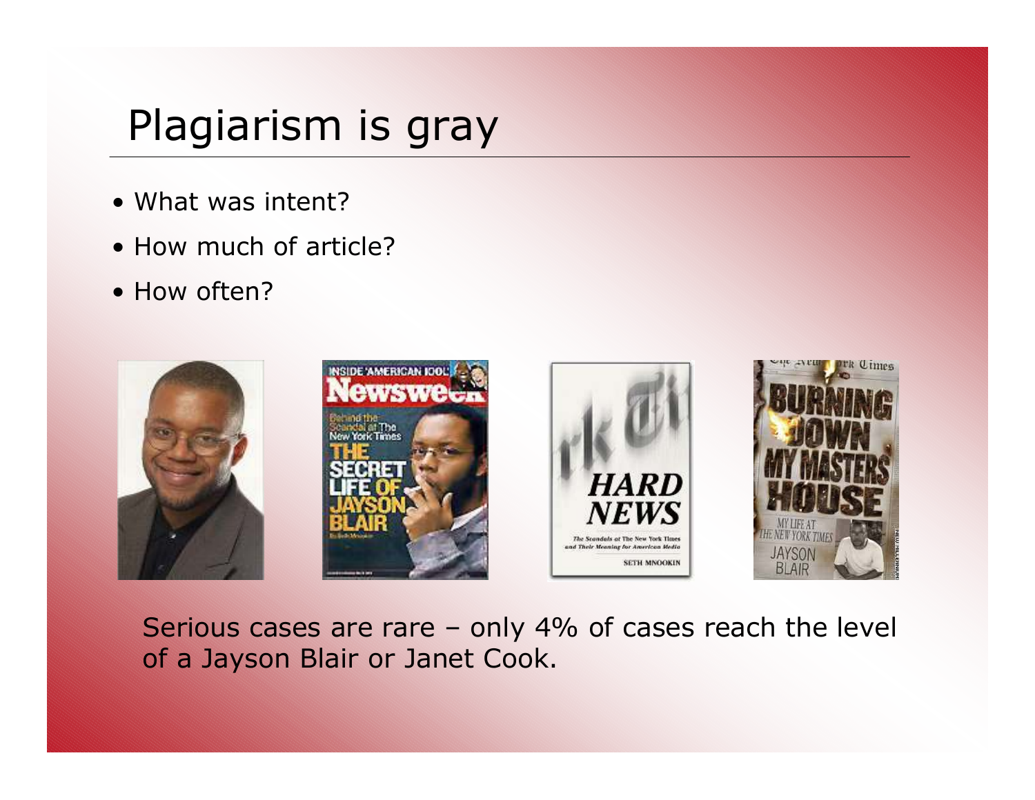# Plagiarism is gray

- What was intent?
- How much of article?
- How often?

Serious cases are rare – only 4% of cases reach the level of a Jayson Blair or Janet Cook.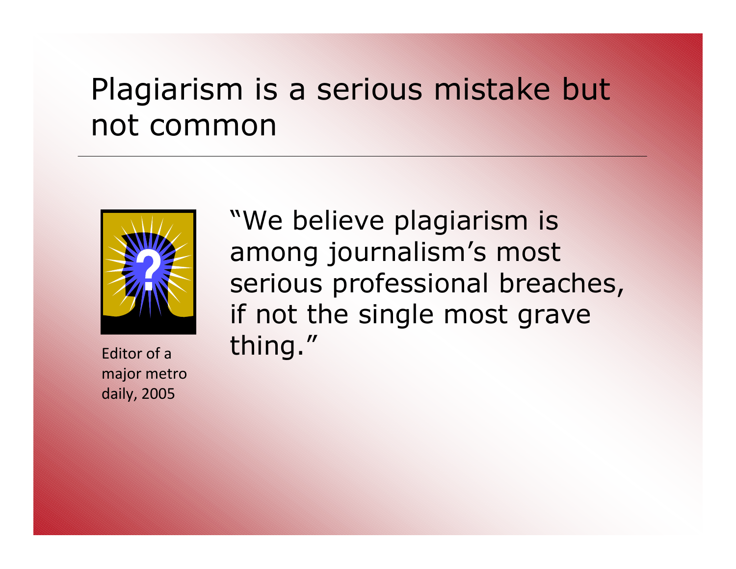# Plagiarism is a serious mistake but not common

"We believe plagiarism is among journalism's most serious professional breaches, if not the single most grave thing."

Editor of a major metro daily, 2005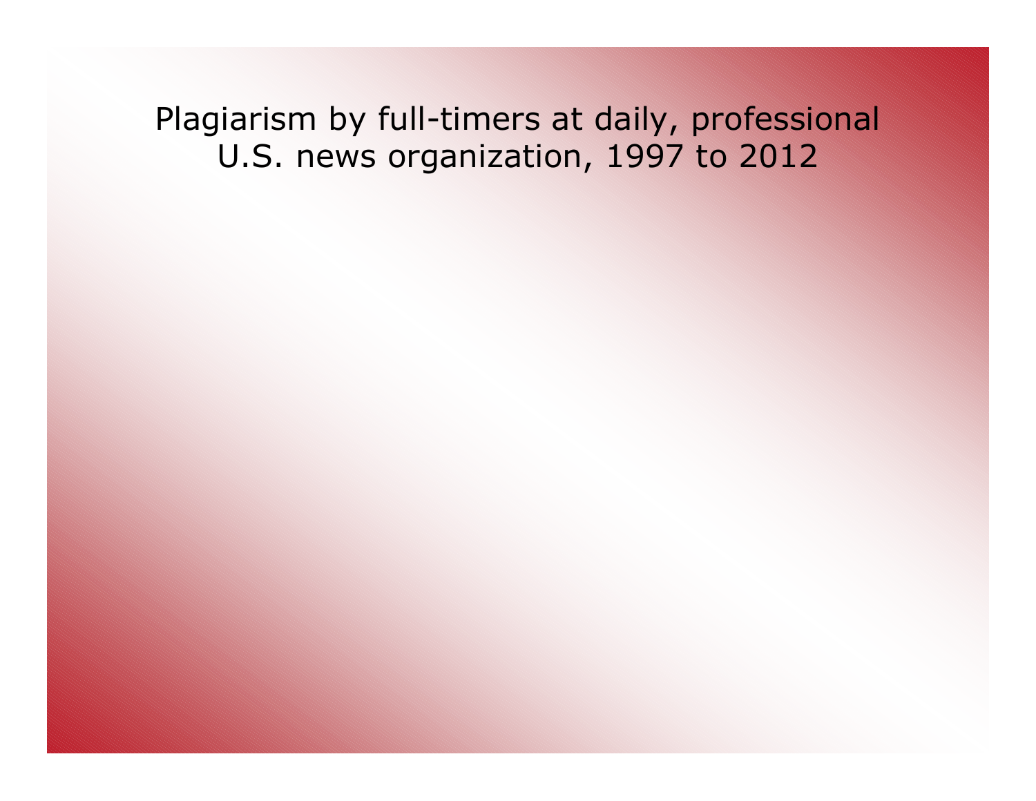# Plagiarism by full-timers at daily, professional U.S. news organization, 1997 to 2012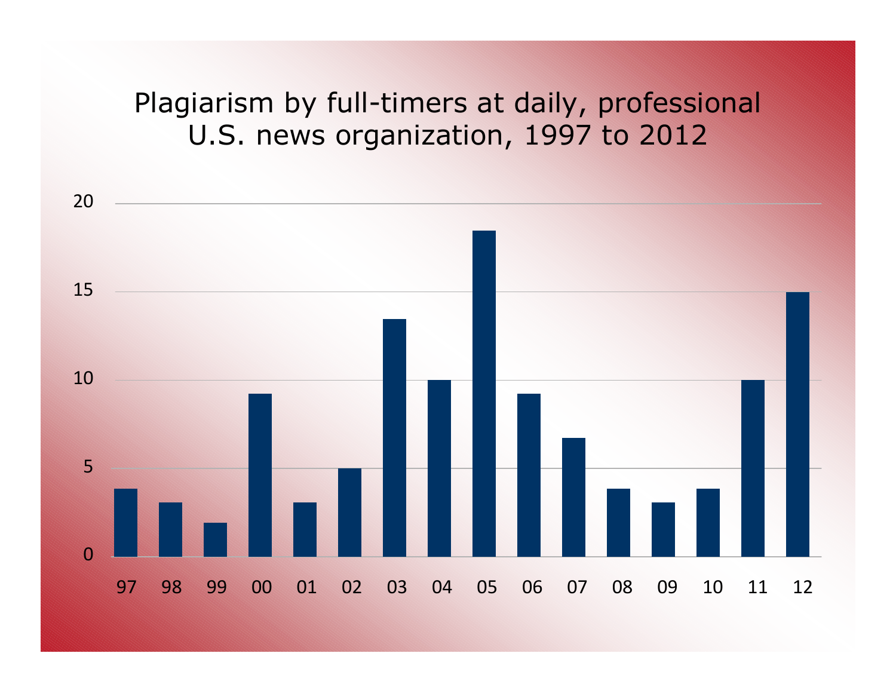# Plagiarism by full-timers at daily, professional U.S. news organization, 1997 to 2012

| Year | Value |
|---|---|
| 97 | 3.8 |
| 98 | 3 |
| 99 | 1.9 |
| 00 | 9.2 |
| 01 | 3 |
| 02 | 5 |
| 03 | 13.5 |
| 04 | 10 |
| 05 | 18.5 |
| 06 | 9.2 |
| 07 | 6.7 |
| 08 | 3.8 |
| 09 | 3 |
| 10 | 3.8 |
| 11 | 10 |
| 12 | 15 |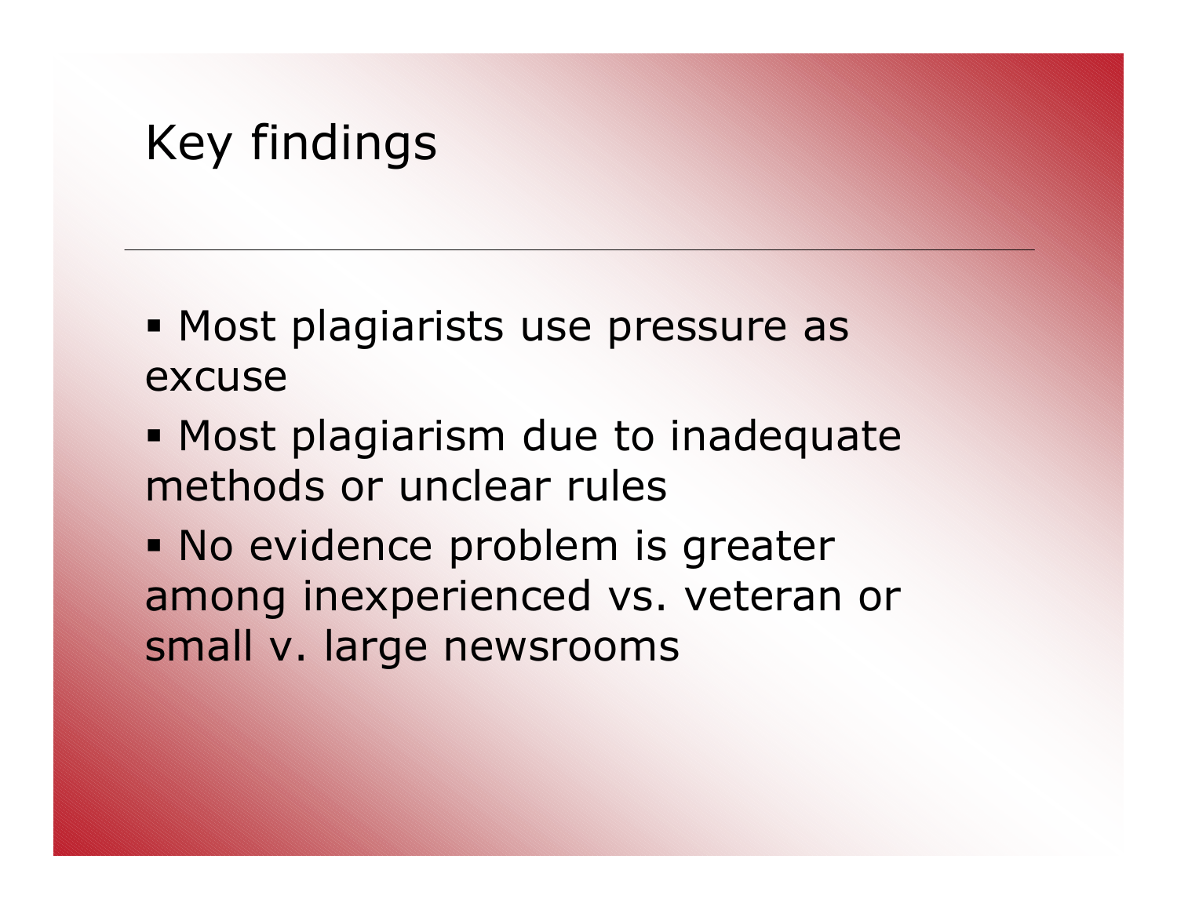# Key findings

- Most plagiarists use pressure as excuse
- Most plagiarism due to inadequate methods or unclear rules
- No evidence problem is greater among inexperienced vs. veteran or small v. large newsrooms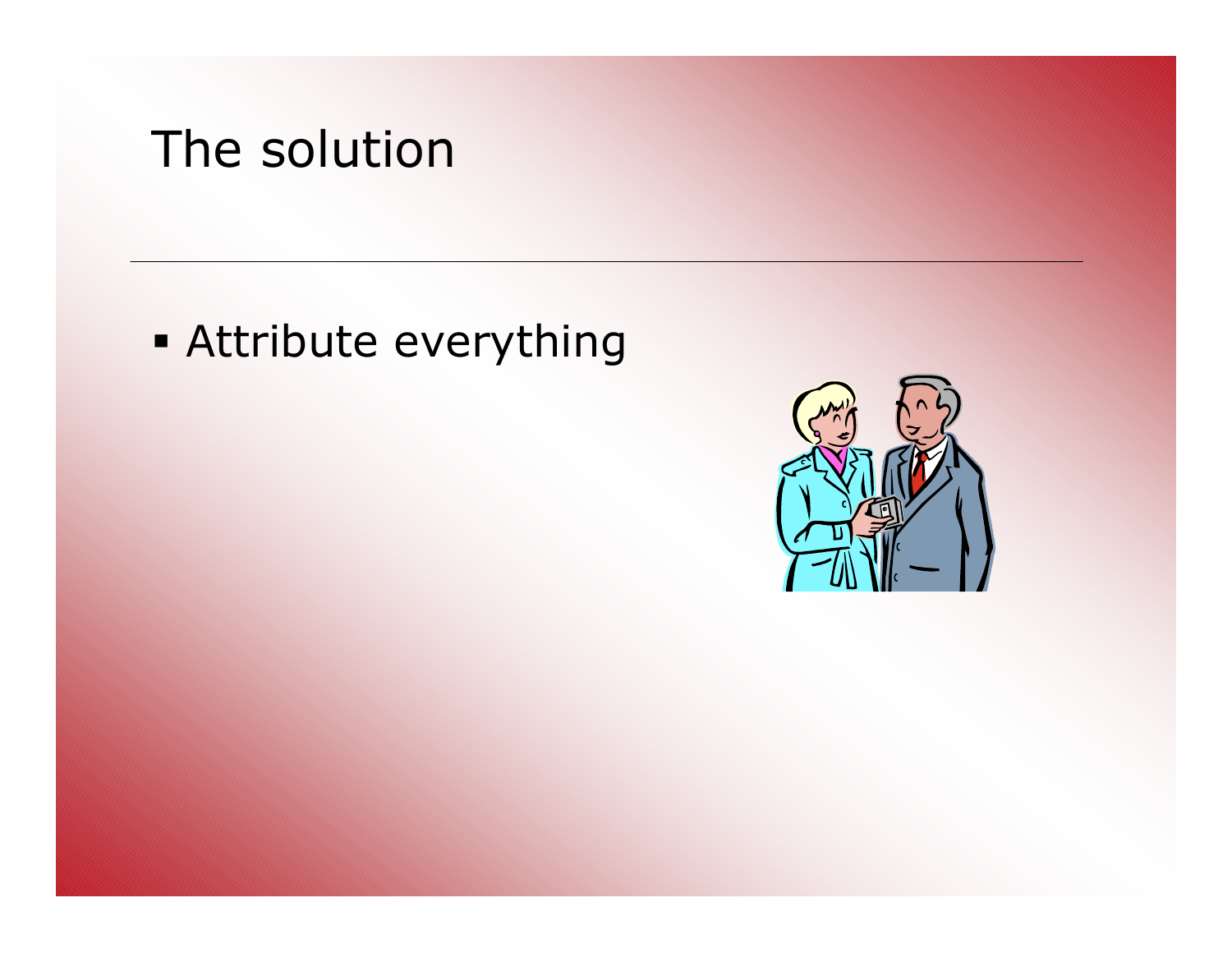# The solution

- Attribute everything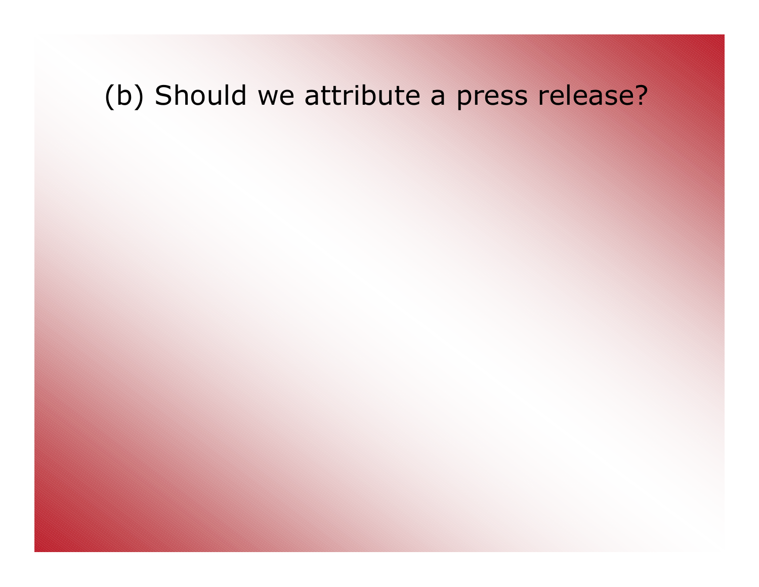(b) Should we attribute a press release?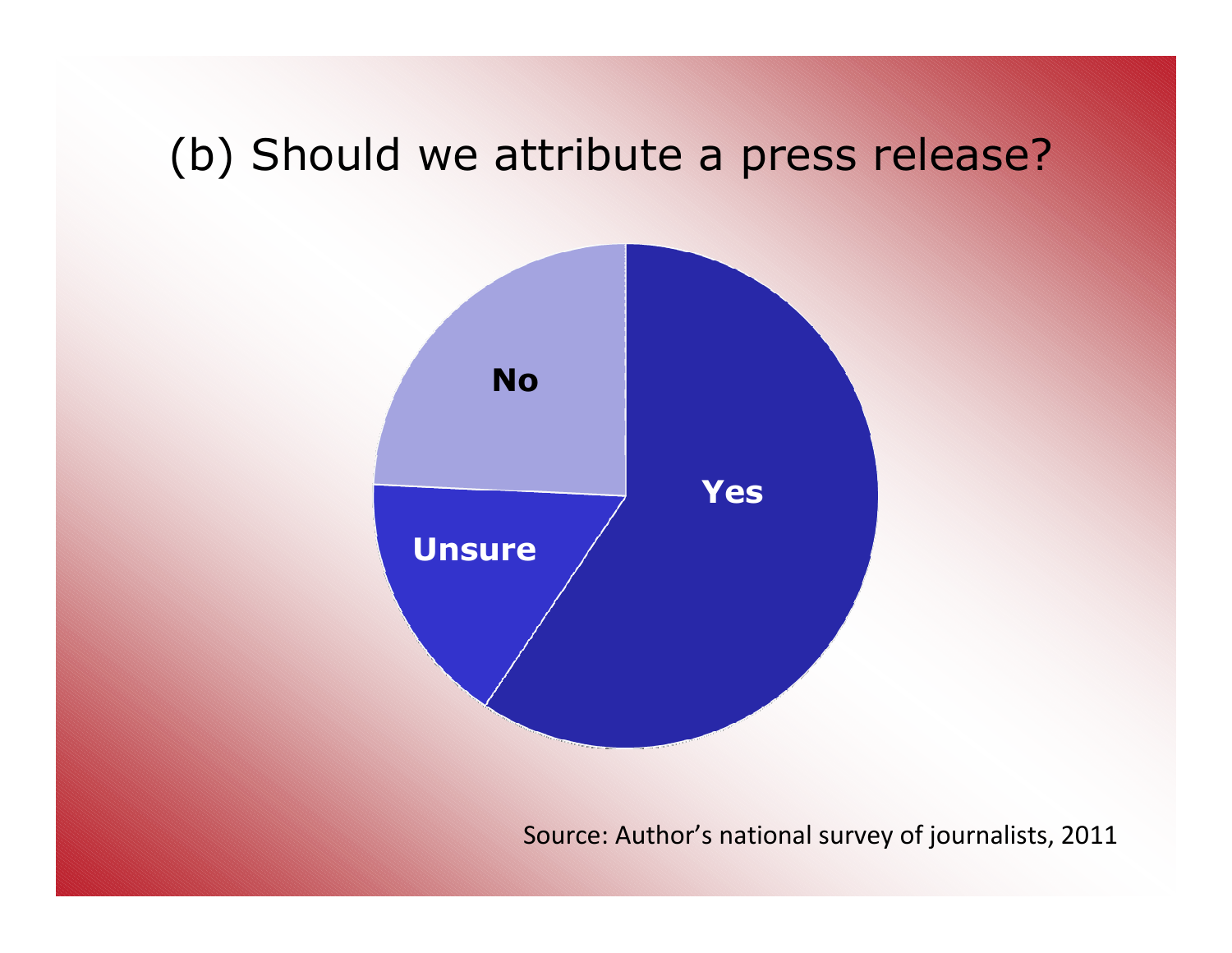# (b) Should we attribute a press release?

No

Yes

Unsure

Source: Author's national survey of journalists, 2011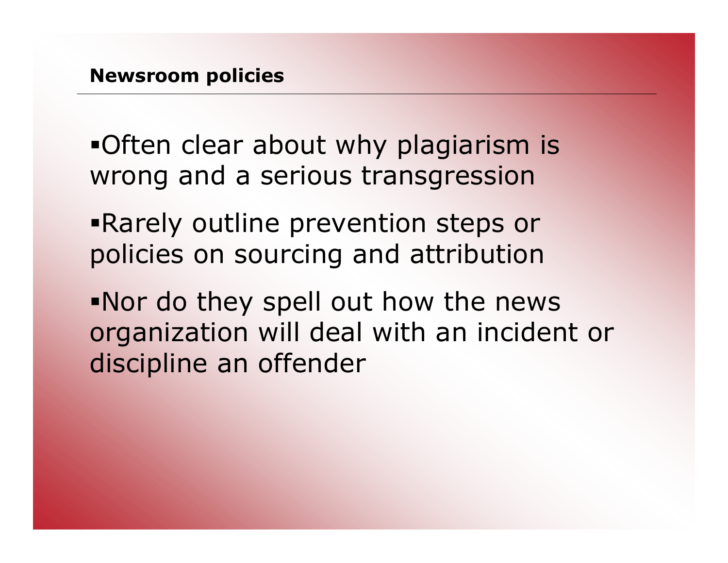## Newsroom policies

- Often clear about why plagiarism is wrong and a serious transgression
- Rarely outline prevention steps or policies on sourcing and attribution
- Nor do they spell out how the news organization will deal with an incident or discipline an offender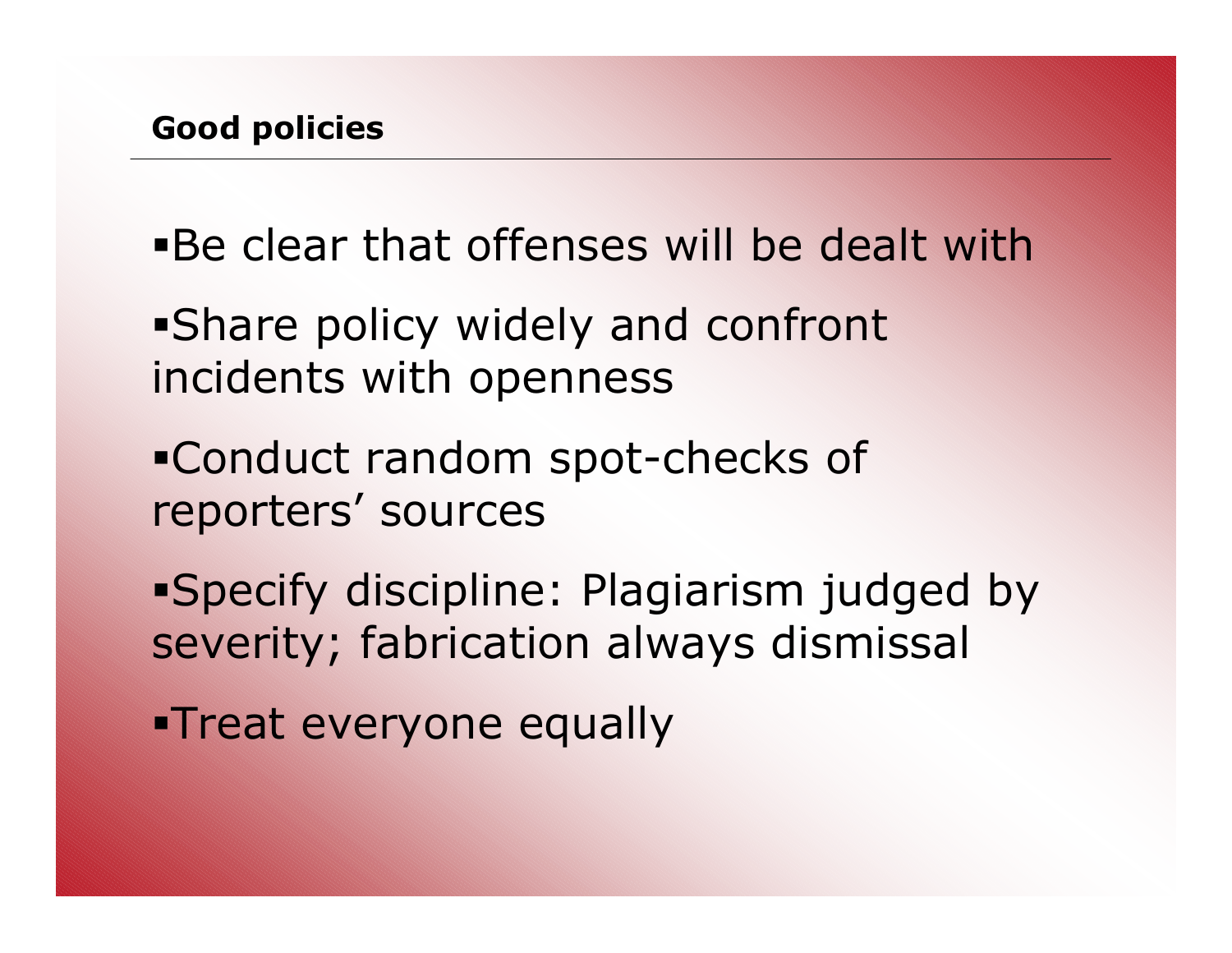## Good policies

- Be clear that offenses will be dealt with
- Share policy widely and confront incidents with openness
- Conduct random spot-checks of reporters' sources
- Specify discipline: Plagiarism judged by severity; fabrication always dismissal
- Treat everyone equally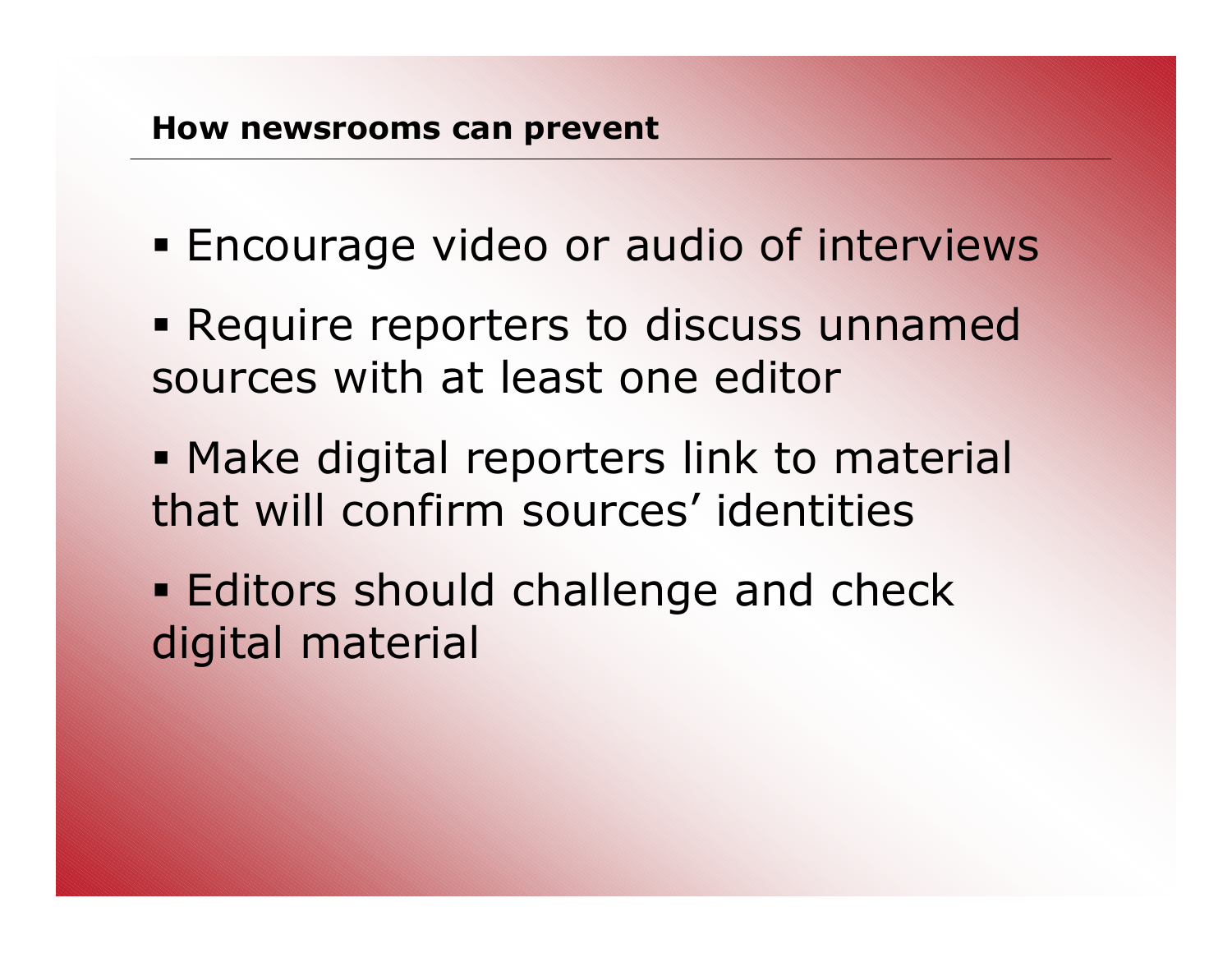## How newsrooms can prevent

- Encourage video or audio of interviews
- Require reporters to discuss unnamed sources with at least one editor
- Make digital reporters link to material that will confirm sources' identities
- Editors should challenge and check digital material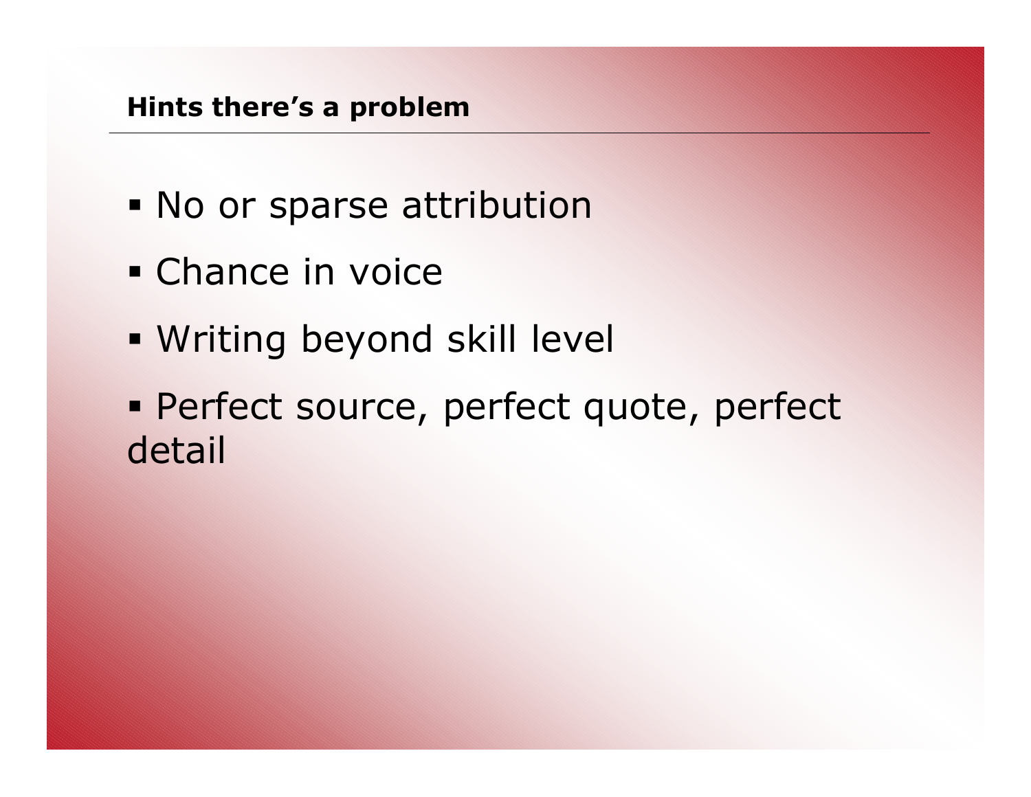## Hints there's a problem

- No or sparse attribution
- Chance in voice
- Writing beyond skill level
- Perfect source, perfect quote, perfect detail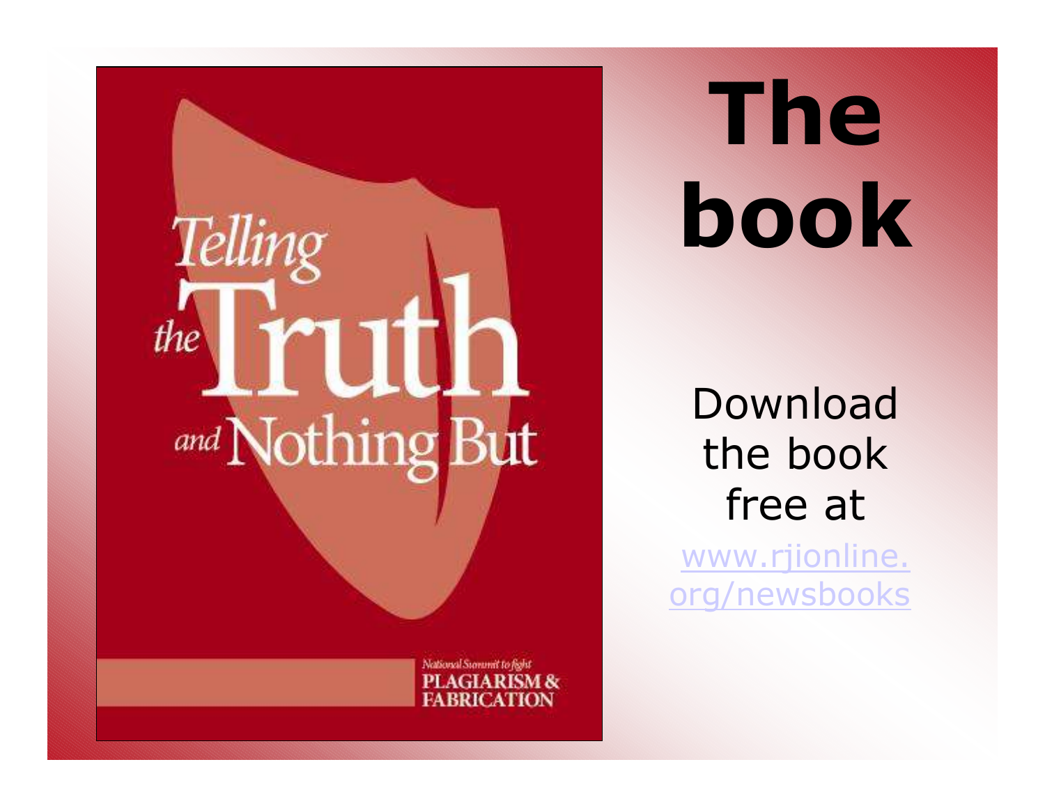# The book

*Telling the Truth and Nothing But*

National Summit to fight PLAGIARISM & FABRICATION

Download the book free at www.rjionline.org/newsbooks